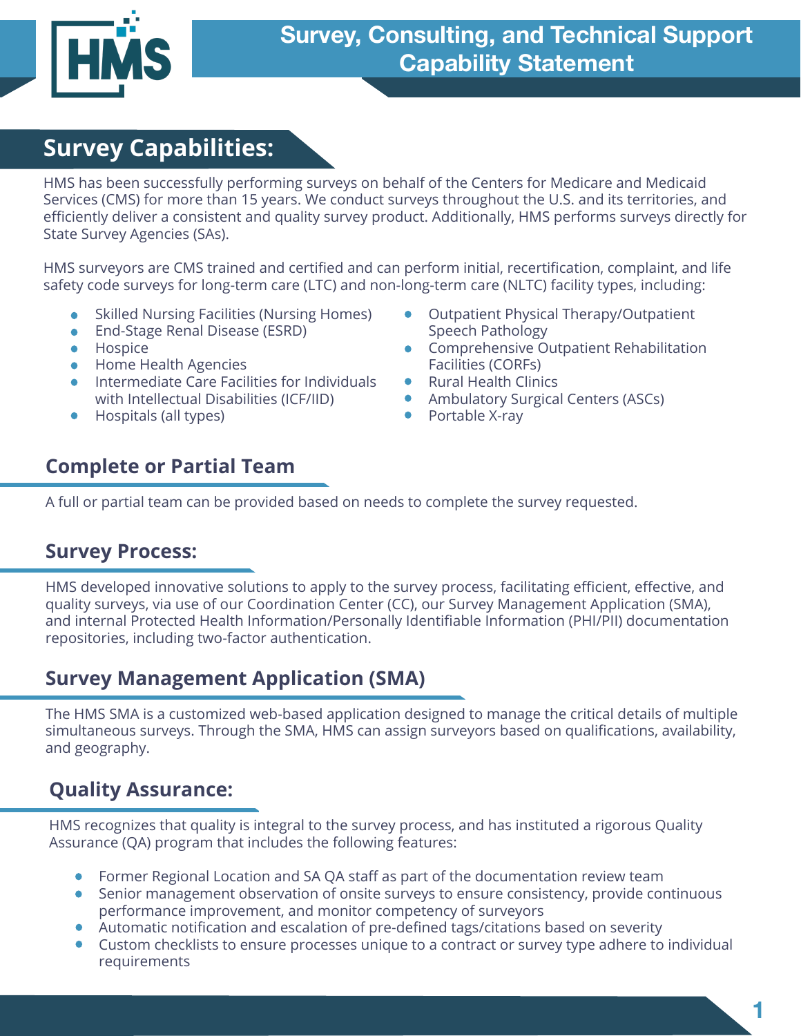# Survey, Consulting, and Technical Support Capability Statement

## Survey Capabilities:

HMS has been successfully performing surveys on behalf of the Centers for Medicare and Medicaid Services (CMS) for more than 15 years. We conduct surveys throughout the U.S. and its territories, and efficiently deliver a consistent and quality survey product. Additionally, HMS performs surveys directly for State Survey Agencies (SAs).

HMS surveyors are CMS trained and certified and can perform initial, recertification, complaint, and life safety code surveys for long-term care (LTC) and non-long-term care (NLTC) facility types, including:

- Skilled Nursing Facilities (Nursing Homes)
- End-Stage Renal Disease (ESRD)
- Hospice
- Home Health Agencies
- Intermediate Care Facilities for Individuals with Intellectual Disabilities (ICF/IID)
- Hospitals (all types)
- Outpatient Physical Therapy/Outpatient Speech Pathology
- Comprehensive Outpatient Rehabilitation Facilities (CORFs)
- Rural Health Clinics
- Ambulatory Surgical Centers (ASCs)
- Portable X-ray

### Complete or Partial Team

A full or partial team can be provided based on needs to complete the survey requested.

### Survey Process:

HMS developed innovative solutions to apply to the survey process, facilitating efficient, effective, and quality surveys, via use of our Coordination Center (CC), our Survey Management Application (SMA), and internal Protected Health Information/Personally Identifiable Information (PHI/PII) documentation repositories, including two-factor authentication.

### Survey Management Application (SMA)

The HMS SMA is a customized web-based application designed to manage the critical details of multiple simultaneous surveys. Through the SMA, HMS can assign surveyors based on qualifications, availability, and geography.

### Quality Assurance:

HMS recognizes that quality is integral to the survey process, and has instituted a rigorous Quality Assurance (QA) program that includes the following features:

- Former Regional Location and SA QA staff as part of the documentation review team
- Senior management observation of onsite surveys to ensure consistency, provide continuous performance improvement, and monitor competency of surveyors
- Automatic notification and escalation of pre-defined tags/citations based on severity
- Custom checklists to ensure processes unique to a contract or survey type adhere to individual requirements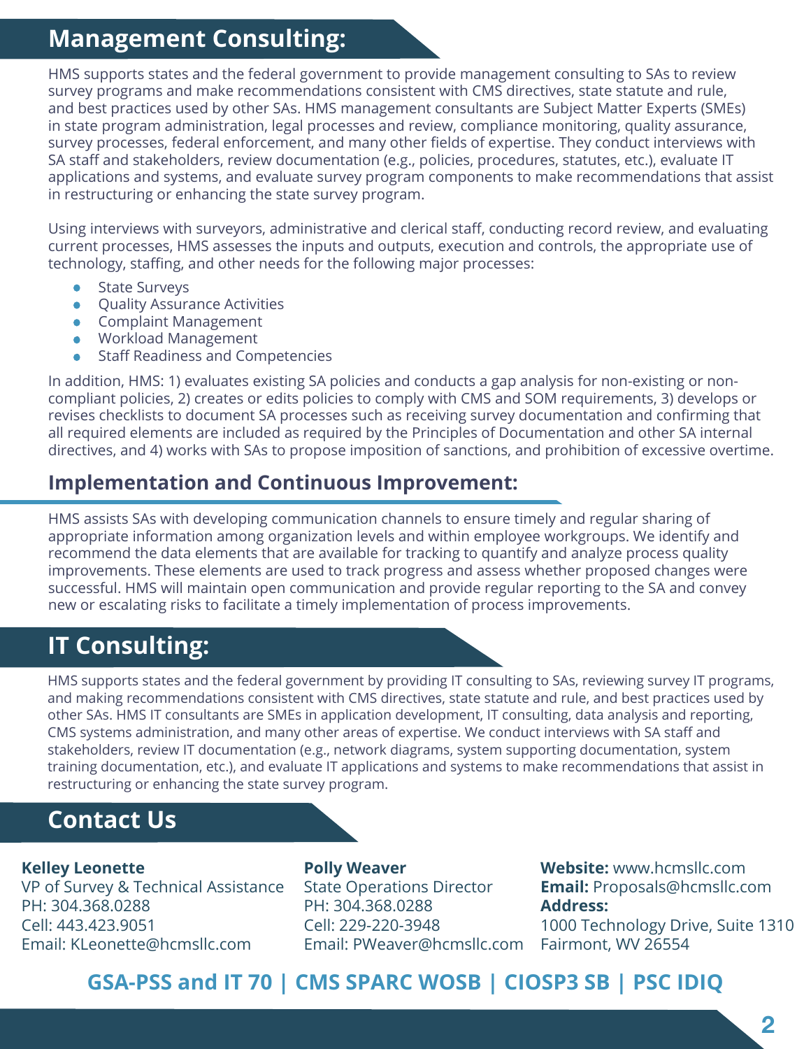## Management Consulting:

HMS supports states and the federal government to provide management consulting to SAs to review survey programs and make recommendations consistent with CMS directives, state statute and rule, and best practices used by other SAs. HMS management consultants are Subject Matter Experts (SMEs) in state program administration, legal processes and review, compliance monitoring, quality assurance, survey processes, federal enforcement, and many other fields of expertise. They conduct interviews with SA staff and stakeholders, review documentation (e.g., policies, procedures, statutes, etc.), evaluate IT applications and systems, and evaluate survey program components to make recommendations that assist in restructuring or enhancing the state survey program.

Using interviews with surveyors, administrative and clerical staff, conducting record review, and evaluating current processes, HMS assesses the inputs and outputs, execution and controls, the appropriate use of technology, staffing, and other needs for the following major processes:

- State Surveys
- Quality Assurance Activities
- Complaint Management
- Workload Management
- Staff Readiness and Competencies

In addition, HMS: 1) evaluates existing SA policies and conducts a gap analysis for non-existing or non-compliant policies, 2) creates or edits policies to comply with CMS and SOM requirements, 3) develops or revises checklists to document SA processes such as receiving survey documentation and confirming that all required elements are included as required by the Principles of Documentation and other SA internal directives, and 4) works with SAs to propose imposition of sanctions, and prohibition of excessive overtime.

### Implementation and Continuous Improvement:

HMS assists SAs with developing communication channels to ensure timely and regular sharing of appropriate information among organization levels and within employee workgroups. We identify and recommend the data elements that are available for tracking to quantify and analyze process quality improvements. These elements are used to track progress and assess whether proposed changes were successful. HMS will maintain open communication and provide regular reporting to the SA and convey new or escalating risks to facilitate a timely implementation of process improvements.

## IT Consulting:

HMS supports states and the federal government by providing IT consulting to SAs, reviewing survey IT programs, and making recommendations consistent with CMS directives, state statute and rule, and best practices used by other SAs. HMS IT consultants are SMEs in application development, IT consulting, data analysis and reporting, CMS systems administration, and many other areas of expertise. We conduct interviews with SA staff and stakeholders, review IT documentation (e.g., network diagrams, system supporting documentation, system training documentation, etc.), and evaluate IT applications and systems to make recommendations that assist in restructuring or enhancing the state survey program.

## Contact Us

**Kelley Leonette**
VP of Survey & Technical Assistance
PH: 304.368.0288
Cell: 443.423.9051
Email: KLeonette@hcmsllc.com

**Polly Weaver**
State Operations Director
PH: 304.368.0288
Cell: 229-220-3948
Email: PWeaver@hcmsllc.com

**Website:** www.hcmsllc.com
**Email:** Proposals@hcmsllc.com
**Address:**
1000 Technology Drive, Suite 1310
Fairmont, WV 26554

**GSA-PSS and IT 70 | CMS SPARC WOSB | CIOSP3 SB | PSC IDIQ**